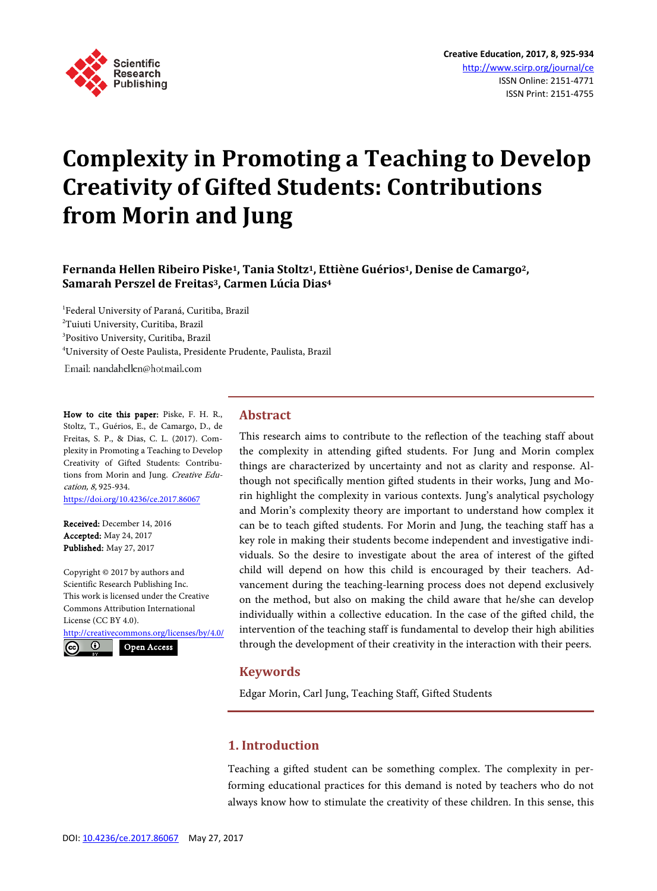# Complexity in Promoting a Teaching to Develop Creativity of Gifted Students: Contributions from Morin and Jung

**Fernanda Hellen Ribeiro Piske[1], Tania Stoltz[1], Ettiène Guérios[1], Denise de Camargo[2], Samarah Perszel de Freitas[3], Carmen Lúcia Dias[4]**

[1]Federal University of Paraná, Curitiba, Brazil
[2]Tuiuti University, Curitiba, Brazil
[3]Positivo University, Curitiba, Brazil
[4]University of Oeste Paulista, Presidente Prudente, Paulista, Brazil

Email: nandahellen@hotmail.com

**How to cite this paper:** Piske, F. H. R., Stoltz, T., Guérios, E., de Camargo, D., de Freitas, S. P., & Dias, C. L. (2017). Complexity in Promoting a Teaching to Develop Creativity of Gifted Students: Contributions from Morin and Jung. *Creative Education, 8,* 925-934.
https://doi.org/10.4236/ce.2017.86067

**Received:** December 14, 2016
**Accepted:** May 24, 2017
**Published:** May 27, 2017

Copyright © 2017 by authors and Scientific Research Publishing Inc.
This work is licensed under the Creative Commons Attribution International License (CC BY 4.0).
http://creativecommons.org/licenses/by/4.0/
Open Access

## Abstract

This research aims to contribute to the reflection of the teaching staff about the complexity in attending gifted students. For Jung and Morin complex things are characterized by uncertainty and not as clarity and response. Although not specifically mention gifted students in their works, Jung and Morin highlight the complexity in various contexts. Jung's analytical psychology and Morin's complexity theory are important to understand how complex it can be to teach gifted students. For Morin and Jung, the teaching staff has a key role in making their students become independent and investigative individuals. So the desire to investigate about the area of interest of the gifted child will depend on how this child is encouraged by their teachers. Advancement during the teaching-learning process does not depend exclusively on the method, but also on making the child aware that he/she can develop individually within a collective education. In the case of the gifted child, the intervention of the teaching staff is fundamental to develop their high abilities through the development of their creativity in the interaction with their peers.

## Keywords

Edgar Morin, Carl Jung, Teaching Staff, Gifted Students

## 1. Introduction

Teaching a gifted student can be something complex. The complexity in performing educational practices for this demand is noted by teachers who do not always know how to stimulate the creativity of these children. In this sense, this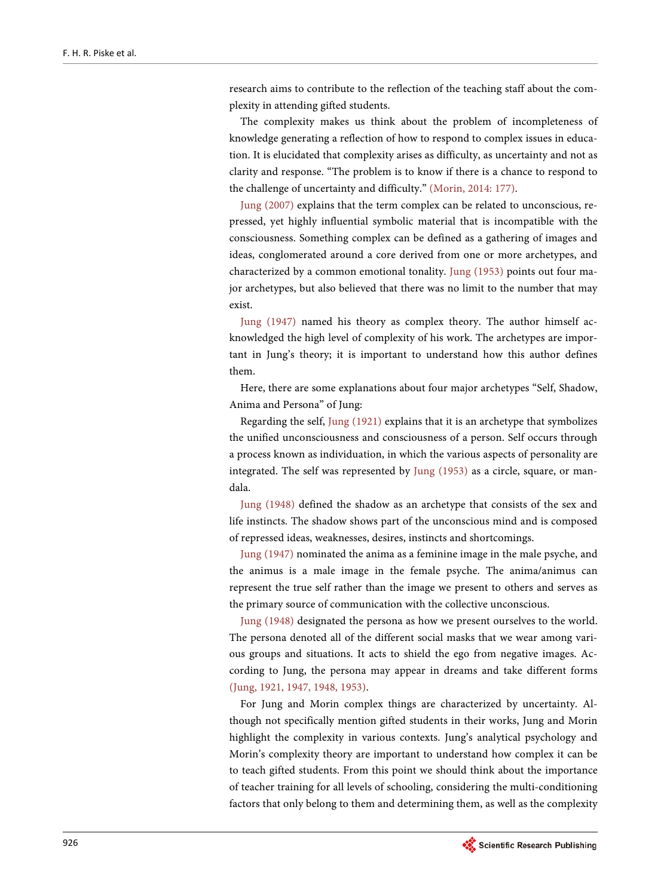research aims to contribute to the reflection of the teaching staff about the complexity in attending gifted students.

The complexity makes us think about the problem of incompleteness of knowledge generating a reflection of how to respond to complex issues in education. It is elucidated that complexity arises as difficulty, as uncertainty and not as clarity and response. "The problem is to know if there is a chance to respond to the challenge of uncertainty and difficulty." (Morin, 2014: 177).

Jung (2007) explains that the term complex can be related to unconscious, repressed, yet highly influential symbolic material that is incompatible with the consciousness. Something complex can be defined as a gathering of images and ideas, conglomerated around a core derived from one or more archetypes, and characterized by a common emotional tonality. Jung (1953) points out four major archetypes, but also believed that there was no limit to the number that may exist.

Jung (1947) named his theory as complex theory. The author himself acknowledged the high level of complexity of his work. The archetypes are important in Jung's theory; it is important to understand how this author defines them.

Here, there are some explanations about four major archetypes "Self, Shadow, Anima and Persona" of Jung:

Regarding the self, Jung (1921) explains that it is an archetype that symbolizes the unified unconsciousness and consciousness of a person. Self occurs through a process known as individuation, in which the various aspects of personality are integrated. The self was represented by Jung (1953) as a circle, square, or mandala.

Jung (1948) defined the shadow as an archetype that consists of the sex and life instincts. The shadow shows part of the unconscious mind and is composed of repressed ideas, weaknesses, desires, instincts and shortcomings.

Jung (1947) nominated the anima as a feminine image in the male psyche, and the animus is a male image in the female psyche. The anima/animus can represent the true self rather than the image we present to others and serves as the primary source of communication with the collective unconscious.

Jung (1948) designated the persona as how we present ourselves to the world. The persona denoted all of the different social masks that we wear among various groups and situations. It acts to shield the ego from negative images. According to Jung, the persona may appear in dreams and take different forms (Jung, 1921, 1947, 1948, 1953).

For Jung and Morin complex things are characterized by uncertainty. Although not specifically mention gifted students in their works, Jung and Morin highlight the complexity in various contexts. Jung's analytical psychology and Morin's complexity theory are important to understand how complex it can be to teach gifted students. From this point we should think about the importance of teacher training for all levels of schooling, considering the multi-conditioning factors that only belong to them and determining them, as well as the complexity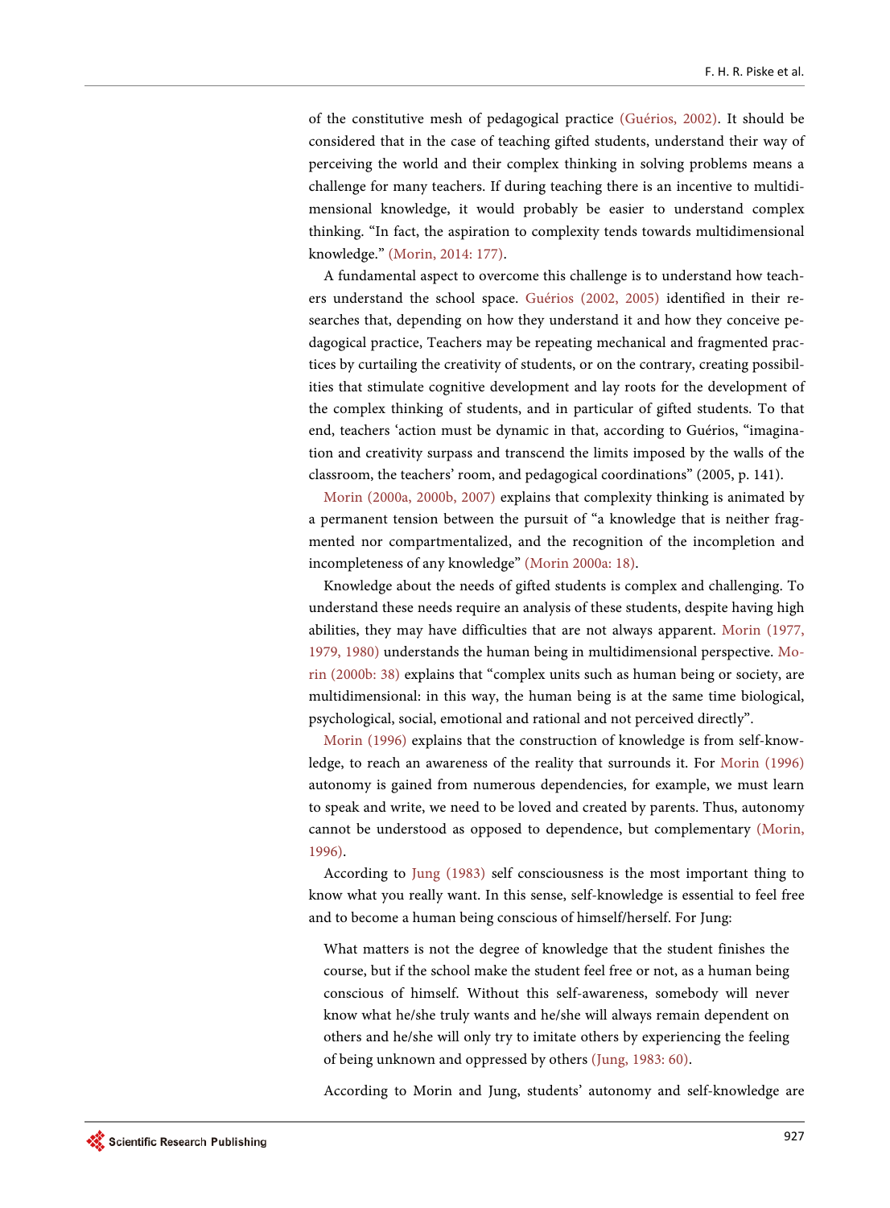of the constitutive mesh of pedagogical practice (Guérios, 2002). It should be considered that in the case of teaching gifted students, understand their way of perceiving the world and their complex thinking in solving problems means a challenge for many teachers. If during teaching there is an incentive to multidimensional knowledge, it would probably be easier to understand complex thinking. "In fact, the aspiration to complexity tends towards multidimensional knowledge." (Morin, 2014: 177).

A fundamental aspect to overcome this challenge is to understand how teachers understand the school space. Guérios (2002, 2005) identified in their researches that, depending on how they understand it and how they conceive pedagogical practice, Teachers may be repeating mechanical and fragmented practices by curtailing the creativity of students, or on the contrary, creating possibilities that stimulate cognitive development and lay roots for the development of the complex thinking of students, and in particular of gifted students. To that end, teachers 'action must be dynamic in that, according to Guérios, "imagination and creativity surpass and transcend the limits imposed by the walls of the classroom, the teachers' room, and pedagogical coordinations" (2005, p. 141).

Morin (2000a, 2000b, 2007) explains that complexity thinking is animated by a permanent tension between the pursuit of "a knowledge that is neither fragmented nor compartmentalized, and the recognition of the incompletion and incompleteness of any knowledge" (Morin 2000a: 18).

Knowledge about the needs of gifted students is complex and challenging. To understand these needs require an analysis of these students, despite having high abilities, they may have difficulties that are not always apparent. Morin (1977, 1979, 1980) understands the human being in multidimensional perspective. Morin (2000b: 38) explains that "complex units such as human being or society, are multidimensional: in this way, the human being is at the same time biological, psychological, social, emotional and rational and not perceived directly".

Morin (1996) explains that the construction of knowledge is from self-knowledge, to reach an awareness of the reality that surrounds it. For Morin (1996) autonomy is gained from numerous dependencies, for example, we must learn to speak and write, we need to be loved and created by parents. Thus, autonomy cannot be understood as opposed to dependence, but complementary (Morin, 1996).

According to Jung (1983) self consciousness is the most important thing to know what you really want. In this sense, self-knowledge is essential to feel free and to become a human being conscious of himself/herself. For Jung:

> What matters is not the degree of knowledge that the student finishes the course, but if the school make the student feel free or not, as a human being conscious of himself. Without this self-awareness, somebody will never know what he/she truly wants and he/she will always remain dependent on others and he/she will only try to imitate others by experiencing the feeling of being unknown and oppressed by others (Jung, 1983: 60).

According to Morin and Jung, students' autonomy and self-knowledge are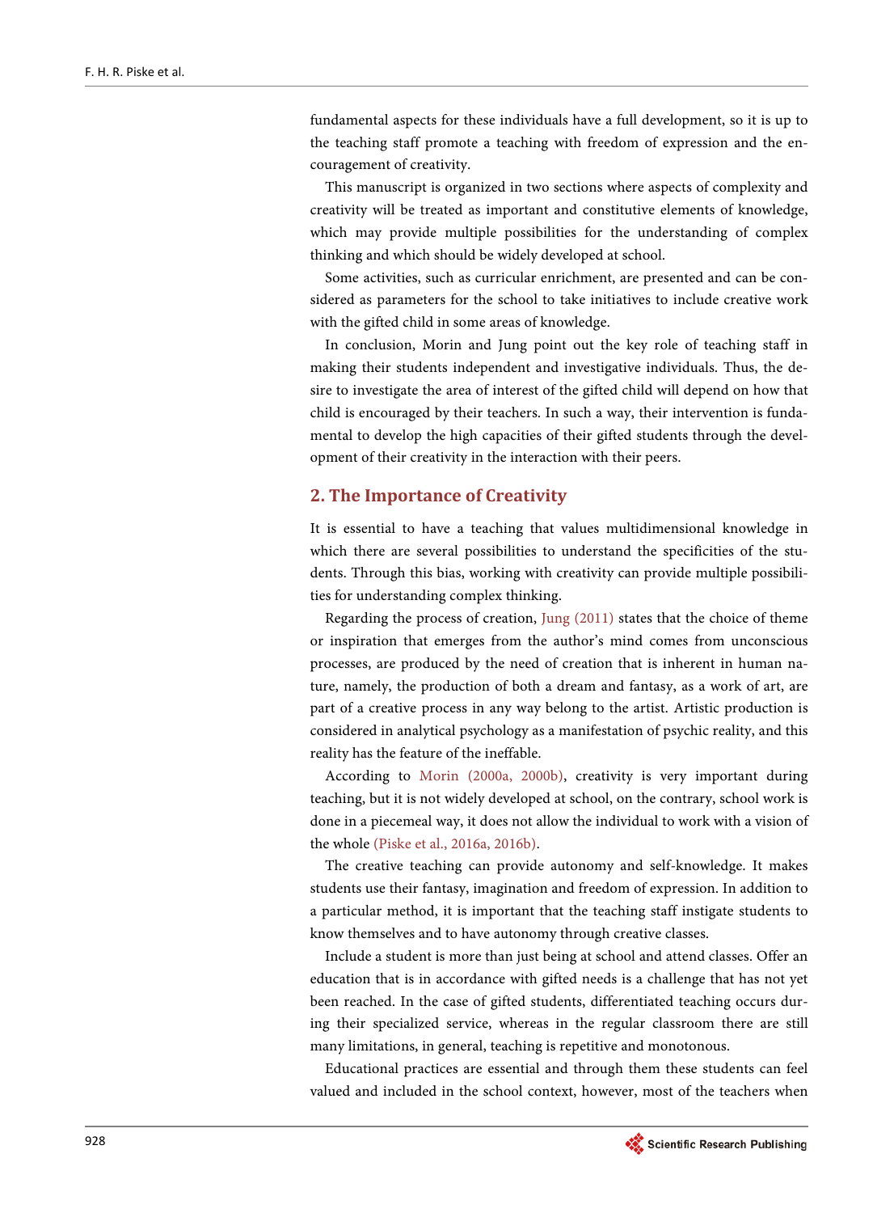fundamental aspects for these individuals have a full development, so it is up to the teaching staff promote a teaching with freedom of expression and the encouragement of creativity.

This manuscript is organized in two sections where aspects of complexity and creativity will be treated as important and constitutive elements of knowledge, which may provide multiple possibilities for the understanding of complex thinking and which should be widely developed at school.

Some activities, such as curricular enrichment, are presented and can be considered as parameters for the school to take initiatives to include creative work with the gifted child in some areas of knowledge.

In conclusion, Morin and Jung point out the key role of teaching staff in making their students independent and investigative individuals. Thus, the desire to investigate the area of interest of the gifted child will depend on how that child is encouraged by their teachers. In such a way, their intervention is fundamental to develop the high capacities of their gifted students through the development of their creativity in the interaction with their peers.

## 2. The Importance of Creativity

It is essential to have a teaching that values multidimensional knowledge in which there are several possibilities to understand the specificities of the students. Through this bias, working with creativity can provide multiple possibilities for understanding complex thinking.

Regarding the process of creation, Jung (2011) states that the choice of theme or inspiration that emerges from the author's mind comes from unconscious processes, are produced by the need of creation that is inherent in human nature, namely, the production of both a dream and fantasy, as a work of art, are part of a creative process in any way belong to the artist. Artistic production is considered in analytical psychology as a manifestation of psychic reality, and this reality has the feature of the ineffable.

According to Morin (2000a, 2000b), creativity is very important during teaching, but it is not widely developed at school, on the contrary, school work is done in a piecemeal way, it does not allow the individual to work with a vision of the whole (Piske et al., 2016a, 2016b).

The creative teaching can provide autonomy and self-knowledge. It makes students use their fantasy, imagination and freedom of expression. In addition to a particular method, it is important that the teaching staff instigate students to know themselves and to have autonomy through creative classes.

Include a student is more than just being at school and attend classes. Offer an education that is in accordance with gifted needs is a challenge that has not yet been reached. In the case of gifted students, differentiated teaching occurs during their specialized service, whereas in the regular classroom there are still many limitations, in general, teaching is repetitive and monotonous.

Educational practices are essential and through them these students can feel valued and included in the school context, however, most of the teachers when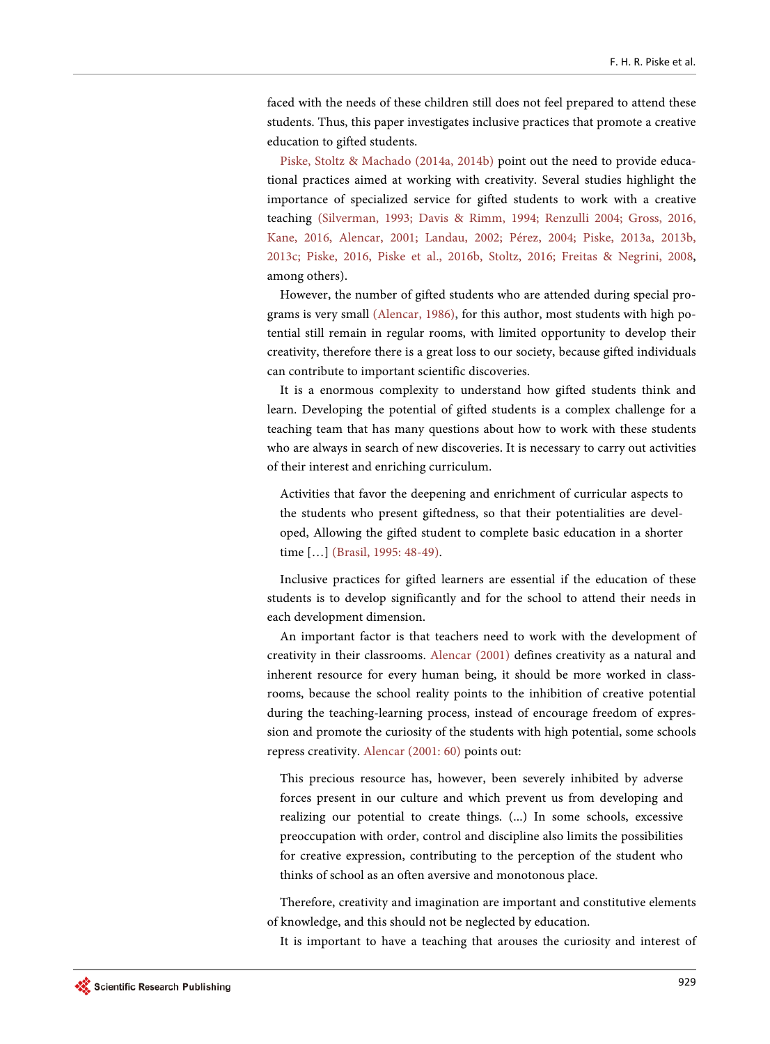faced with the needs of these children still does not feel prepared to attend these students. Thus, this paper investigates inclusive practices that promote a creative education to gifted students.

Piske, Stoltz & Machado (2014a, 2014b) point out the need to provide educational practices aimed at working with creativity. Several studies highlight the importance of specialized service for gifted students to work with a creative teaching (Silverman, 1993; Davis & Rimm, 1994; Renzulli 2004; Gross, 2016, Kane, 2016, Alencar, 2001; Landau, 2002; Pérez, 2004; Piske, 2013a, 2013b, 2013c; Piske, 2016, Piske et al., 2016b, Stoltz, 2016; Freitas & Negrini, 2008, among others).

However, the number of gifted students who are attended during special programs is very small (Alencar, 1986), for this author, most students with high potential still remain in regular rooms, with limited opportunity to develop their creativity, therefore there is a great loss to our society, because gifted individuals can contribute to important scientific discoveries.

It is a enormous complexity to understand how gifted students think and learn. Developing the potential of gifted students is a complex challenge for a teaching team that has many questions about how to work with these students who are always in search of new discoveries. It is necessary to carry out activities of their interest and enriching curriculum.

> Activities that favor the deepening and enrichment of curricular aspects to the students who present giftedness, so that their potentialities are developed, Allowing the gifted student to complete basic education in a shorter time […] (Brasil, 1995: 48-49).

Inclusive practices for gifted learners are essential if the education of these students is to develop significantly and for the school to attend their needs in each development dimension.

An important factor is that teachers need to work with the development of creativity in their classrooms. Alencar (2001) defines creativity as a natural and inherent resource for every human being, it should be more worked in classrooms, because the school reality points to the inhibition of creative potential during the teaching-learning process, instead of encourage freedom of expression and promote the curiosity of the students with high potential, some schools repress creativity. Alencar (2001: 60) points out:

> This precious resource has, however, been severely inhibited by adverse forces present in our culture and which prevent us from developing and realizing our potential to create things. (...) In some schools, excessive preoccupation with order, control and discipline also limits the possibilities for creative expression, contributing to the perception of the student who thinks of school as an often aversive and monotonous place.

Therefore, creativity and imagination are important and constitutive elements of knowledge, and this should not be neglected by education.

It is important to have a teaching that arouses the curiosity and interest of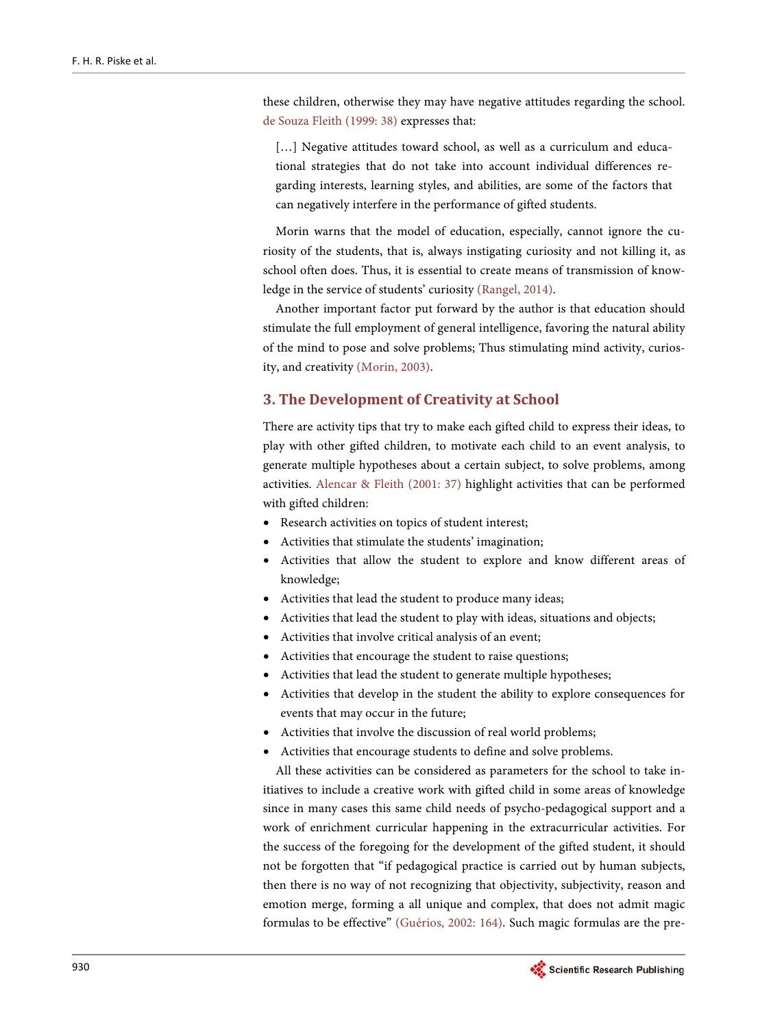these children, otherwise they may have negative attitudes regarding the school. de Souza Fleith (1999: 38) expresses that:

> […] Negative attitudes toward school, as well as a curriculum and educational strategies that do not take into account individual differences regarding interests, learning styles, and abilities, are some of the factors that can negatively interfere in the performance of gifted students.

Morin warns that the model of education, especially, cannot ignore the curiosity of the students, that is, always instigating curiosity and not killing it, as school often does. Thus, it is essential to create means of transmission of knowledge in the service of students' curiosity (Rangel, 2014).

Another important factor put forward by the author is that education should stimulate the full employment of general intelligence, favoring the natural ability of the mind to pose and solve problems; Thus stimulating mind activity, curiosity, and creativity (Morin, 2003).

## 3. The Development of Creativity at School

There are activity tips that try to make each gifted child to express their ideas, to play with other gifted children, to motivate each child to an event analysis, to generate multiple hypotheses about a certain subject, to solve problems, among activities. Alencar & Fleith (2001: 37) highlight activities that can be performed with gifted children:

- Research activities on topics of student interest;
- Activities that stimulate the students' imagination;
- Activities that allow the student to explore and know different areas of knowledge;
- Activities that lead the student to produce many ideas;
- Activities that lead the student to play with ideas, situations and objects;
- Activities that involve critical analysis of an event;
- Activities that encourage the student to raise questions;
- Activities that lead the student to generate multiple hypotheses;
- Activities that develop in the student the ability to explore consequences for events that may occur in the future;
- Activities that involve the discussion of real world problems;
- Activities that encourage students to define and solve problems.

All these activities can be considered as parameters for the school to take initiatives to include a creative work with gifted child in some areas of knowledge since in many cases this same child needs of psycho-pedagogical support and a work of enrichment curricular happening in the extracurricular activities. For the success of the foregoing for the development of the gifted student, it should not be forgotten that "if pedagogical practice is carried out by human subjects, then there is no way of not recognizing that objectivity, subjectivity, reason and emotion merge, forming a all unique and complex, that does not admit magic formulas to be effective" (Guérios, 2002: 164). Such magic formulas are the pre-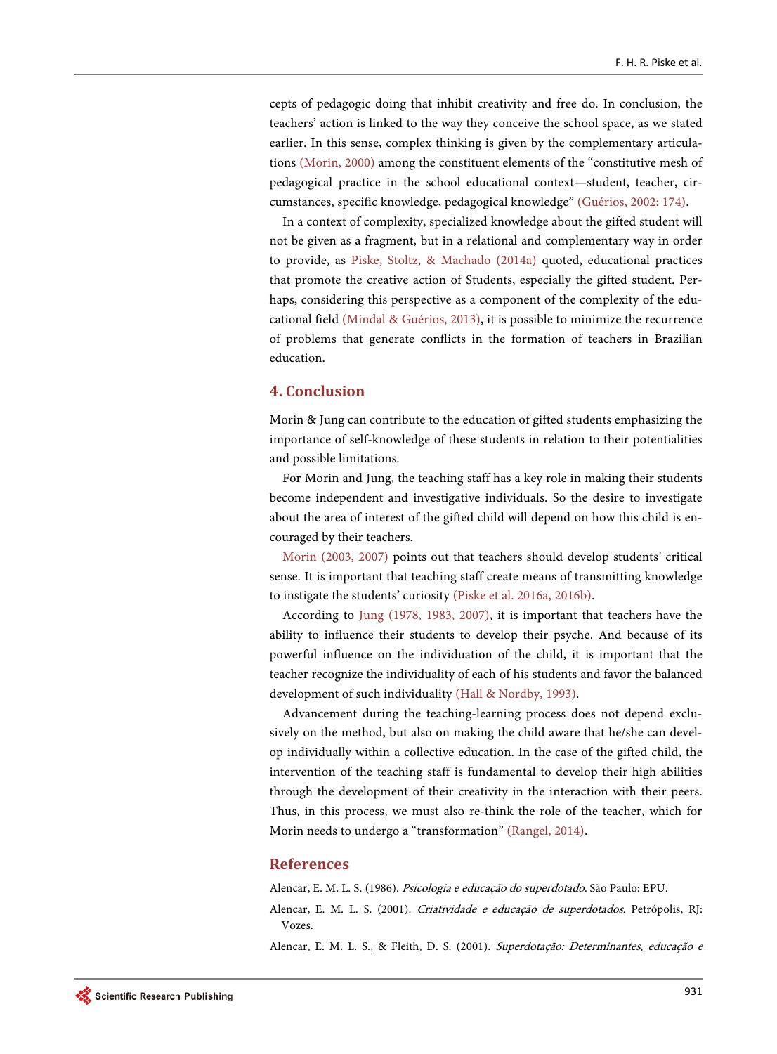cepts of pedagogic doing that inhibit creativity and free do. In conclusion, the teachers' action is linked to the way they conceive the school space, as we stated earlier. In this sense, complex thinking is given by the complementary articulations (Morin, 2000) among the constituent elements of the "constitutive mesh of pedagogical practice in the school educational context—student, teacher, circumstances, specific knowledge, pedagogical knowledge" (Guérios, 2002: 174).

In a context of complexity, specialized knowledge about the gifted student will not be given as a fragment, but in a relational and complementary way in order to provide, as Piske, Stoltz, & Machado (2014a) quoted, educational practices that promote the creative action of Students, especially the gifted student. Perhaps, considering this perspective as a component of the complexity of the educational field (Mindal & Guérios, 2013), it is possible to minimize the recurrence of problems that generate conflicts in the formation of teachers in Brazilian education.

## 4. Conclusion

Morin & Jung can contribute to the education of gifted students emphasizing the importance of self-knowledge of these students in relation to their potentialities and possible limitations.

For Morin and Jung, the teaching staff has a key role in making their students become independent and investigative individuals. So the desire to investigate about the area of interest of the gifted child will depend on how this child is encouraged by their teachers.

Morin (2003, 2007) points out that teachers should develop students' critical sense. It is important that teaching staff create means of transmitting knowledge to instigate the students' curiosity (Piske et al. 2016a, 2016b).

According to Jung (1978, 1983, 2007), it is important that teachers have the ability to influence their students to develop their psyche. And because of its powerful influence on the individuation of the child, it is important that the teacher recognize the individuality of each of his students and favor the balanced development of such individuality (Hall & Nordby, 1993).

Advancement during the teaching-learning process does not depend exclusively on the method, but also on making the child aware that he/she can develop individually within a collective education. In the case of the gifted child, the intervention of the teaching staff is fundamental to develop their high abilities through the development of their creativity in the interaction with their peers. Thus, in this process, we must also re-think the role of the teacher, which for Morin needs to undergo a "transformation" (Rangel, 2014).

## References

Alencar, E. M. L. S. (1986). *Psicologia e educação do superdotado.* São Paulo: EPU.

Alencar, E. M. L. S. (2001). *Criatividade e educação de superdotados.* Petrópolis, RJ: Vozes.

Alencar, E. M. L. S., & Fleith, D. S. (2001). *Superdotação: Determinantes, educação e*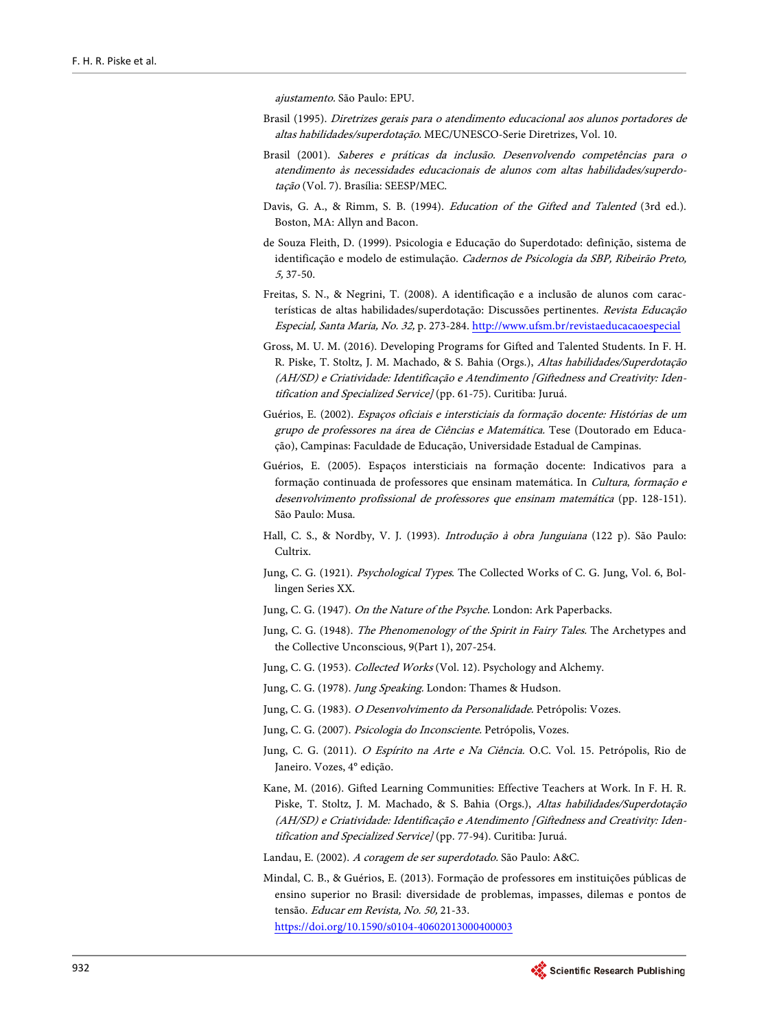*ajustamento*. São Paulo: EPU.

Brasil (1995). *Diretrizes gerais para o atendimento educacional aos alunos portadores de altas habilidades/superdotação*. MEC/UNESCO-Serie Diretrizes, Vol. 10.

Brasil (2001). *Saberes e práticas da inclusão. Desenvolvendo competências para o atendimento às necessidades educacionais de alunos com altas habilidades/superdotação* (Vol. 7). Brasília: SEESP/MEC.

Davis, G. A., & Rimm, S. B. (1994). *Education of the Gifted and Talented* (3rd ed.). Boston, MA: Allyn and Bacon.

de Souza Fleith, D. (1999). Psicologia e Educação do Superdotado: definição, sistema de identificação e modelo de estimulação. *Cadernos de Psicologia da SBP, Ribeirão Preto, 5,* 37-50.

Freitas, S. N., & Negrini, T. (2008). A identificação e a inclusão de alunos com características de altas habilidades/superdotação: Discussões pertinentes. *Revista Educação Especial, Santa Maria, No. 32,* p. 273-284. http://www.ufsm.br/revistaeducacaoespecial

Gross, M. U. M. (2016). Developing Programs for Gifted and Talented Students. In F. H. R. Piske, T. Stoltz, J. M. Machado, & S. Bahia (Orgs.), *Altas habilidades/Superdotação (AH/SD) e Criatividade: Identificação e Atendimento [Giftedness and Creativity: Identification and Specialized Service]* (pp. 61-75). Curitiba: Juruá.

Guérios, E. (2002). *Espaços oficiais e intersticiais da formação docente: Histórias de um grupo de professores na área de Ciências e Matemática.* Tese (Doutorado em Educação), Campinas: Faculdade de Educação, Universidade Estadual de Campinas.

Guérios, E. (2005). Espaços intersticiais na formação docente: Indicativos para a formação continuada de professores que ensinam matemática. In *Cultura, formação e desenvolvimento profissional de professores que ensinam matemática* (pp. 128-151). São Paulo: Musa.

Hall, C. S., & Nordby, V. J. (1993). *Introdução à obra Junguiana* (122 p). São Paulo: Cultrix.

Jung, C. G. (1921). *Psychological Types.* The Collected Works of C. G. Jung, Vol. 6, Bollingen Series XX.

Jung, C. G. (1947). *On the Nature of the Psyche.* London: Ark Paperbacks.

Jung, C. G. (1948). *The Phenomenology of the Spirit in Fairy Tales.* The Archetypes and the Collective Unconscious, 9(Part 1), 207-254.

Jung, C. G. (1953). *Collected Works* (Vol. 12). Psychology and Alchemy.

Jung, C. G. (1978). *Jung Speaking.* London: Thames & Hudson.

Jung, C. G. (1983). *O Desenvolvimento da Personalidade.* Petrópolis: Vozes.

Jung, C. G. (2007). *Psicologia do Inconsciente.* Petrópolis, Vozes.

Jung, C. G. (2011). *O Espírito na Arte e Na Ciência.* O.C. Vol. 15. Petrópolis, Rio de Janeiro. Vozes, 4º edição.

Kane, M. (2016). Gifted Learning Communities: Effective Teachers at Work. In F. H. R. Piske, T. Stoltz, J. M. Machado, & S. Bahia (Orgs.), *Altas habilidades/Superdotação (AH/SD) e Criatividade: Identificação e Atendimento [Giftedness and Creativity: Identification and Specialized Service]* (pp. 77-94). Curitiba: Juruá.

Landau, E. (2002). *A coragem de ser superdotado.* São Paulo: A&C.

Mindal, C. B., & Guérios, E. (2013). Formação de professores em instituições públicas de ensino superior no Brasil: diversidade de problemas, impasses, dilemas e pontos de tensão. *Educar em Revista, No. 50,* 21-33. https://doi.org/10.1590/s0104-40602013000400003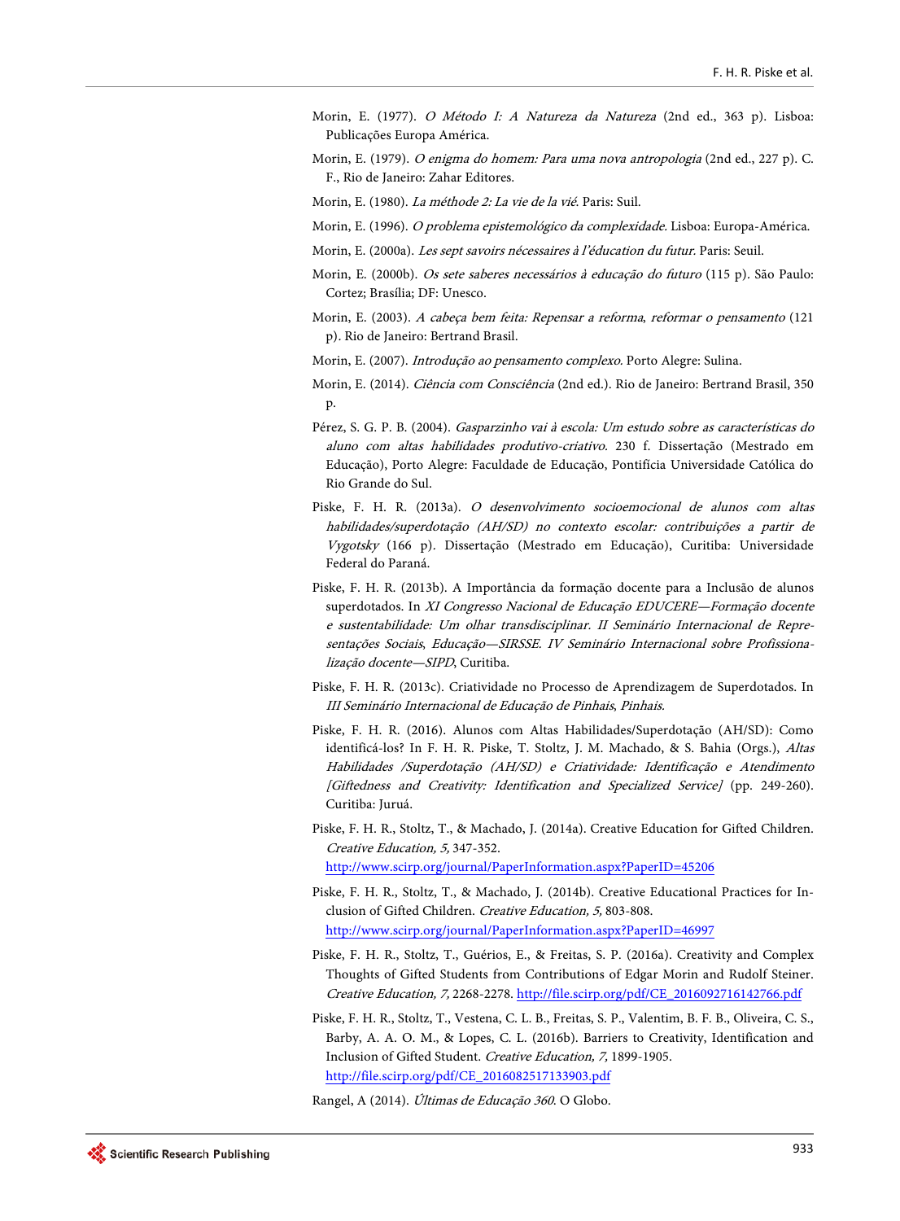Morin, E. (1977). *O Método I: A Natureza da Natureza* (2nd ed., 363 p). Lisboa: Publicações Europa América.

Morin, E. (1979). *O enigma do homem: Para uma nova antropologia* (2nd ed., 227 p). C. F., Rio de Janeiro: Zahar Editores.

Morin, E. (1980). *La méthode 2: La vie de la vié.* Paris: Suil.

Morin, E. (1996). *O problema epistemológico da complexidade.* Lisboa: Europa-América.

Morin, E. (2000a). *Les sept savoirs nécessaires à l'éducation du futur.* Paris: Seuil.

Morin, E. (2000b). *Os sete saberes necessários à educação do futuro* (115 p). São Paulo: Cortez; Brasília; DF: Unesco.

Morin, E. (2003). *A cabeça bem feita: Repensar a reforma, reformar o pensamento* (121 p). Rio de Janeiro: Bertrand Brasil.

Morin, E. (2007). *Introdução ao pensamento complexo.* Porto Alegre: Sulina.

Morin, E. (2014). *Ciência com Consciência* (2nd ed.). Rio de Janeiro: Bertrand Brasil, 350 p.

Pérez, S. G. P. B. (2004). *Gasparzinho vai à escola: Um estudo sobre as características do aluno com altas habilidades produtivo-criativo.* 230 f. Dissertação (Mestrado em Educação), Porto Alegre: Faculdade de Educação, Pontifícia Universidade Católica do Rio Grande do Sul.

Piske, F. H. R. (2013a). *O desenvolvimento socioemocional de alunos com altas habilidades/superdotação (AH/SD) no contexto escolar: contribuições a partir de Vygotsky* (166 p). Dissertação (Mestrado em Educação), Curitiba: Universidade Federal do Paraná.

Piske, F. H. R. (2013b). A Importância da formação docente para a Inclusão de alunos superdotados. In *XI Congresso Nacional de Educação EDUCERE—Formação docente e sustentabilidade: Um olhar transdisciplinar. II Seminário Internacional de Representações Sociais, Educação—SIRSSE. IV Seminário Internacional sobre Profissionalização docente—SIPD*, Curitiba.

Piske, F. H. R. (2013c). Criatividade no Processo de Aprendizagem de Superdotados. In *III Seminário Internacional de Educação de Pinhais, Pinhais.*

Piske, F. H. R. (2016). Alunos com Altas Habilidades/Superdotação (AH/SD): Como identificá-los? In F. H. R. Piske, T. Stoltz, J. M. Machado, & S. Bahia (Orgs.), *Altas Habilidades /Superdotação (AH/SD) e Criatividade: Identificação e Atendimento [Giftedness and Creativity: Identification and Specialized Service]* (pp. 249-260). Curitiba: Juruá.

Piske, F. H. R., Stoltz, T., & Machado, J. (2014a). Creative Education for Gifted Children. *Creative Education, 5*, 347-352.
http://www.scirp.org/journal/PaperInformation.aspx?PaperID=45206

Piske, F. H. R., Stoltz, T., & Machado, J. (2014b). Creative Educational Practices for Inclusion of Gifted Children. *Creative Education, 5,* 803-808.
http://www.scirp.org/journal/PaperInformation.aspx?PaperID=46997

Piske, F. H. R., Stoltz, T., Guérios, E., & Freitas, S. P. (2016a). Creativity and Complex Thoughts of Gifted Students from Contributions of Edgar Morin and Rudolf Steiner. *Creative Education, 7,* 2268-2278. http://file.scirp.org/pdf/CE_2016092716142766.pdf

Piske, F. H. R., Stoltz, T., Vestena, C. L. B., Freitas, S. P., Valentim, B. F. B., Oliveira, C. S., Barby, A. A. O. M., & Lopes, C. L. (2016b). Barriers to Creativity, Identification and Inclusion of Gifted Student. *Creative Education, 7,* 1899-1905.
http://file.scirp.org/pdf/CE_2016082517133903.pdf

Rangel, A (2014). *Últimas de Educação 360.* O Globo.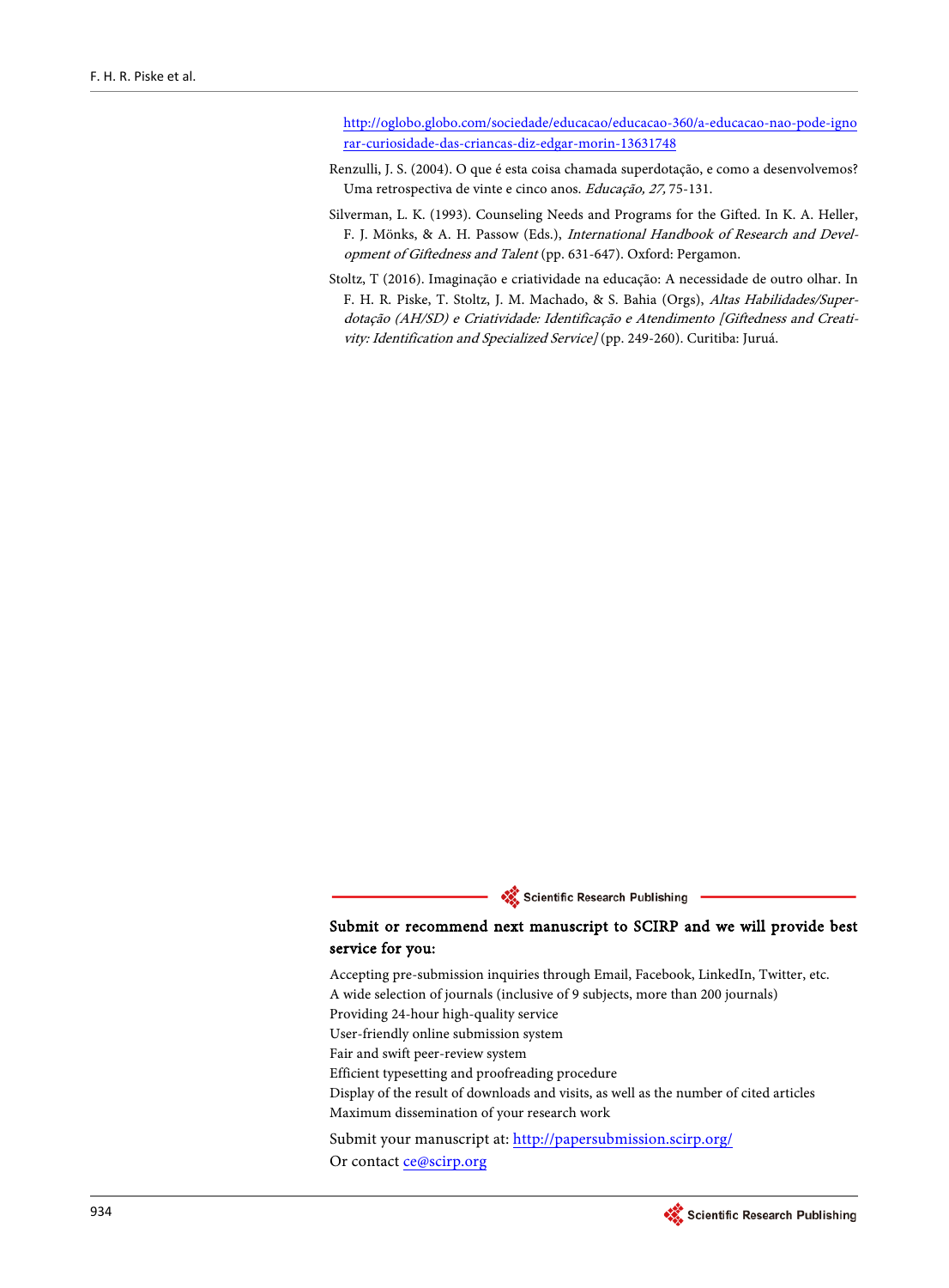http://oglobo.globo.com/sociedade/educacao/educacao-360/a-educacao-nao-pode-ignorar-curiosidade-das-criancas-diz-edgar-morin-13631748

Renzulli, J. S. (2004). O que é esta coisa chamada superdotação, e como a desenvolvemos? Uma retrospectiva de vinte e cinco anos. *Educação, 27,* 75-131.

Silverman, L. K. (1993). Counseling Needs and Programs for the Gifted. In K. A. Heller, F. J. Mönks, & A. H. Passow (Eds.), *International Handbook of Research and Development of Giftedness and Talent* (pp. 631-647). Oxford: Pergamon.

Stoltz, T (2016). Imaginação e criatividade na educação: A necessidade de outro olhar. In F. H. R. Piske, T. Stoltz, J. M. Machado, & S. Bahia (Orgs), *Altas Habilidades/Superdotação (AH/SD) e Criatividade: Identificação e Atendimento [Giftedness and Creativity: Identification and Specialized Service]* (pp. 249-260). Curitiba: Juruá.

Scientific Research Publishing

**Submit or recommend next manuscript to SCIRP and we will provide best service for you:**

Accepting pre-submission inquiries through Email, Facebook, LinkedIn, Twitter, etc.
A wide selection of journals (inclusive of 9 subjects, more than 200 journals)
Providing 24-hour high-quality service
User-friendly online submission system
Fair and swift peer-review system
Efficient typesetting and proofreading procedure
Display of the result of downloads and visits, as well as the number of cited articles
Maximum dissemination of your research work

Submit your manuscript at: http://papersubmission.scirp.org/
Or contact ce@scirp.org